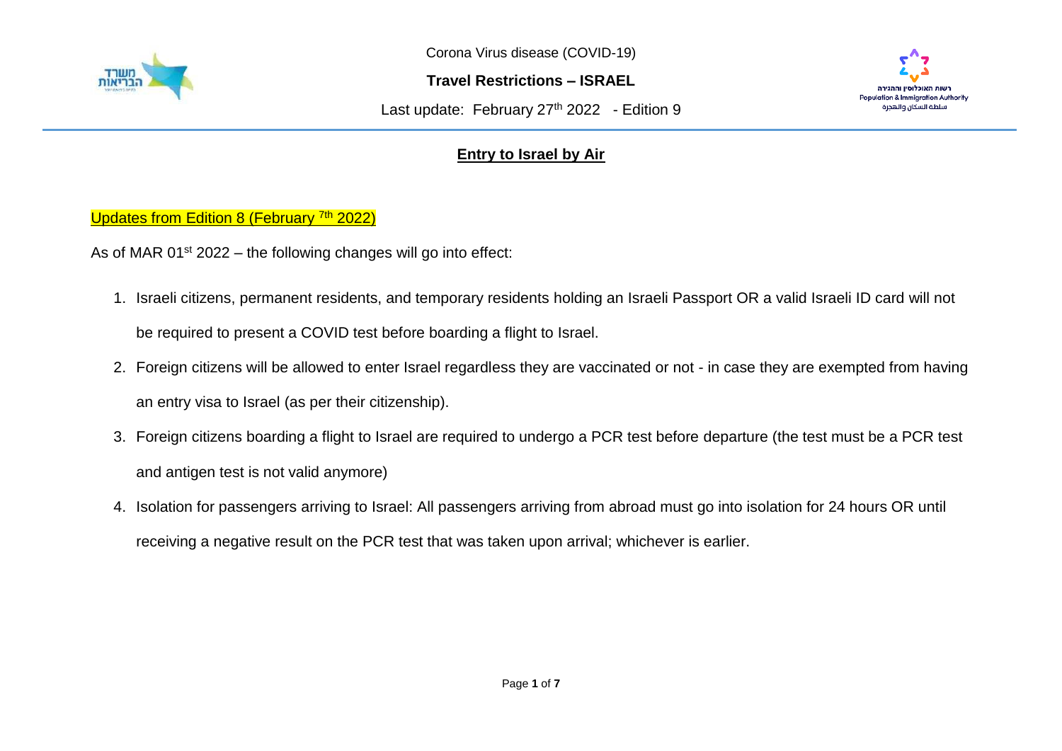Corona Virus disease (COVID-19)

**Travel Restrictions – ISRAEL**

Last update: February 27th 2022 - Edition 9

## Entry to Israel by Air

Updates from Edition 8 (February 7th 2022)

As of MAR 01st 2022 – the following changes will go into effect:

1. Israeli citizens, permanent residents, and temporary residents holding an Israeli Passport OR a valid Israeli ID card will not be required to present a COVID test before boarding a flight to Israel.
2. Foreign citizens will be allowed to enter Israel regardless they are vaccinated or not - in case they are exempted from having an entry visa to Israel (as per their citizenship).
3. Foreign citizens boarding a flight to Israel are required to undergo a PCR test before departure (the test must be a PCR test and antigen test is not valid anymore)
4. Isolation for passengers arriving to Israel: All passengers arriving from abroad must go into isolation for 24 hours OR until receiving a negative result on the PCR test that was taken upon arrival; whichever is earlier.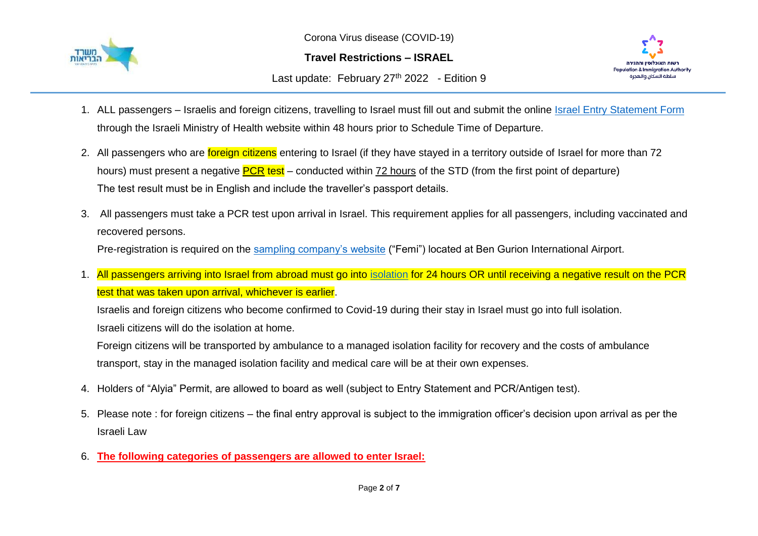1. ALL passengers – Israelis and foreign citizens, travelling to Israel must fill out and submit the online Israel Entry Statement Form through the Israeli Ministry of Health website within 48 hours prior to Schedule Time of Departure.

2. All passengers who are foreign citizens entering to Israel (if they have stayed in a territory outside of Israel for more than 72 hours) must present a negative PCR test – conducted within 72 hours of the STD (from the first point of departure)
   The test result must be in English and include the traveller's passport details.

3. All passengers must take a PCR test upon arrival in Israel. This requirement applies for all passengers, including vaccinated and recovered persons.
   Pre-registration is required on the sampling company's website ("Femi") located at Ben Gurion International Airport.

1. All passengers arriving into Israel from abroad must go into isolation for 24 hours OR until receiving a negative result on the PCR test that was taken upon arrival, whichever is earlier.
   Israelis and foreign citizens who become confirmed to Covid-19 during their stay in Israel must go into full isolation.
   Israeli citizens will do the isolation at home.
   Foreign citizens will be transported by ambulance to a managed isolation facility for recovery and the costs of ambulance transport, stay in the managed isolation facility and medical care will be at their own expenses.

4. Holders of "Alyia" Permit, are allowed to board as well (subject to Entry Statement and PCR/Antigen test).

5. Please note : for foreign citizens – the final entry approval is subject to the immigration officer's decision upon arrival as per the Israeli Law

6. **The following categories of passengers are allowed to enter Israel:**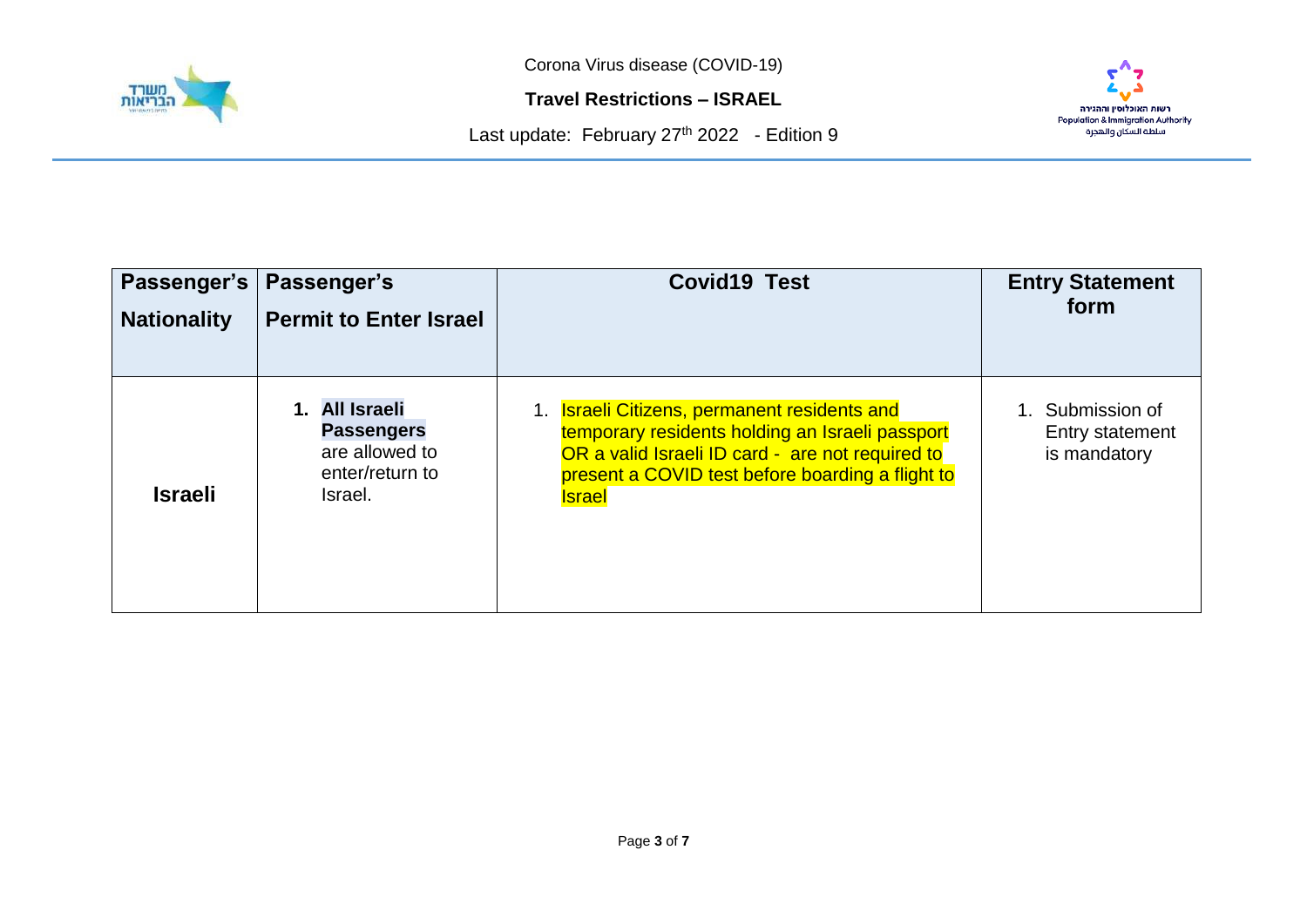| Passenger's Nationality | Passenger's Permit to Enter Israel | Covid19 Test | Entry Statement form |
|---|---|---|---|
| **Israeli** | 1. **All Israeli Passengers** are allowed to enter/return to Israel. | 1. Israeli Citizens, permanent residents and temporary residents holding an Israeli passport OR a valid Israeli ID card - are not required to present a COVID test before boarding a flight to Israel | 1. Submission of Entry statement is mandatory |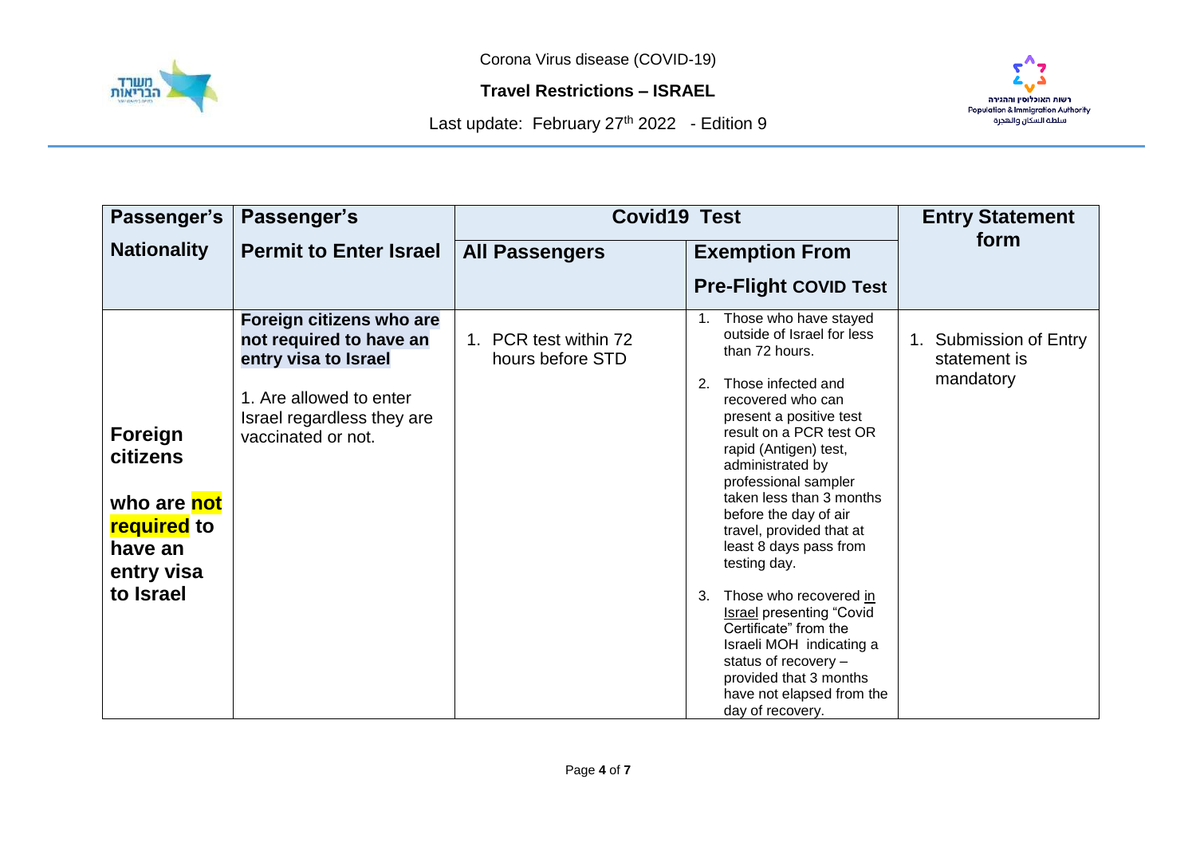| Passenger's Nationality | Passenger's Permit to Enter Israel | Covid19 Test | | Entry Statement form |
|---|---|---|---|---|
| | | All Passengers | Exemption From Pre-Flight COVID Test | |
| **Foreign citizens who are not required to have an entry visa to Israel** | **Foreign citizens who are not required to have an entry visa to Israel**<br><br>1. Are allowed to enter Israel regardless they are vaccinated or not. | 1. PCR test within 72 hours before STD | 1. Those who have stayed outside of Israel for less than 72 hours.<br><br>2. Those infected and recovered who can present a positive test result on a PCR test OR rapid (Antigen) test, administrated by professional sampler taken less than 3 months before the day of air travel, provided that at least 8 days pass from testing day.<br><br>3. Those who recovered in Israel presenting "Covid Certificate" from the Israeli MOH indicating a status of recovery – provided that 3 months have not elapsed from the day of recovery. | 1. Submission of Entry statement is mandatory |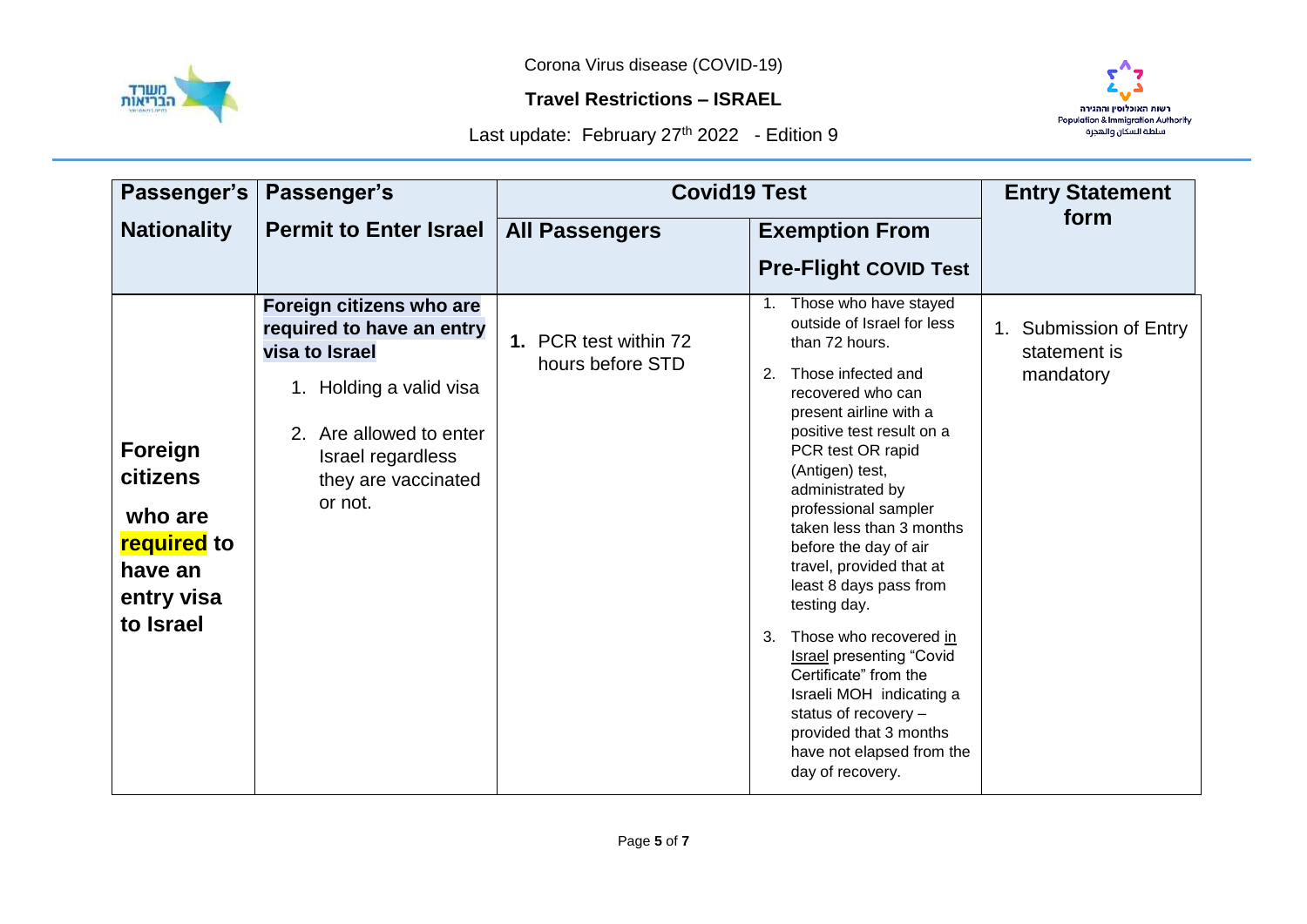Corona Virus disease (COVID-19)

**Travel Restrictions – ISRAEL**

Last update: February 27th 2022 - Edition 9

| Passenger's Nationality | Passenger's Permit to Enter Israel | Covid19 Test | | Entry Statement form |
|---|---|---|---|---|
| | | **All Passengers** | **Exemption From Pre-Flight COVID Test** | |
| **Foreign citizens who are required to have an entry visa to Israel** | **Foreign citizens who are required to have an entry visa to Israel**<br>1. Holding a valid visa<br>2. Are allowed to enter Israel regardless they are vaccinated or not. | **1.** PCR test within 72 hours before STD | 1. Those who have stayed outside of Israel for less than 72 hours.<br>2. Those infected and recovered who can present airline with a positive test result on a PCR test OR rapid (Antigen) test, administrated by professional sampler taken less than 3 months before the day of air travel, provided that at least 8 days pass from testing day.<br>3. Those who recovered in Israel presenting "Covid Certificate" from the Israeli MOH indicating a status of recovery – provided that 3 months have not elapsed from the day of recovery. | 1. Submission of Entry statement is mandatory |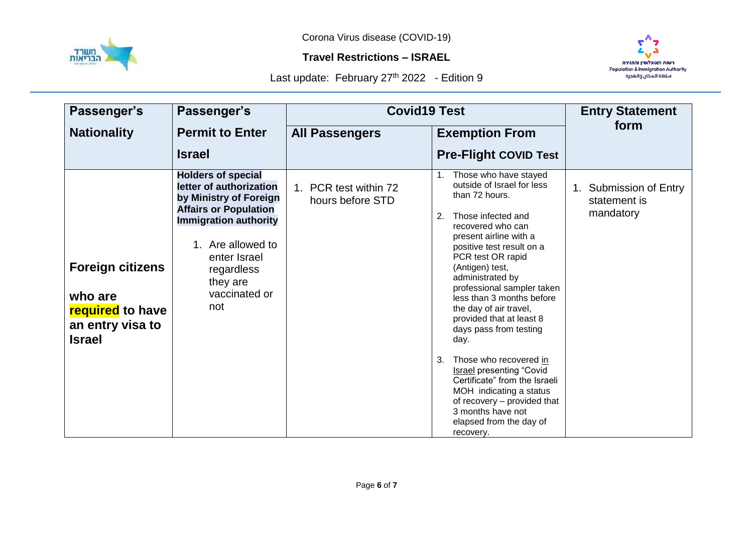| Passenger's Nationality | Passenger's Permit to Enter Israel | Covid19 Test | | Entry Statement form |
|---|---|---|---|---|
| | | **All Passengers** | **Exemption From Pre-Flight COVID Test** | |
| **Foreign citizens who are required to have an entry visa to Israel** | **Holders of special letter of authorization by Ministry of Foreign Affairs or Population Immigration authority**<br><br>1. Are allowed to enter Israel regardless they are vaccinated or not | 1. PCR test within 72 hours before STD | 1. Those who have stayed outside of Israel for less than 72 hours.<br><br>2. Those infected and recovered who can present airline with a positive test result on a PCR test OR rapid (Antigen) test, administrated by professional sampler taken less than 3 months before the day of air travel, provided that at least 8 days pass from testing day.<br><br>3. Those who recovered in Israel presenting "Covid Certificate" from the Israeli MOH indicating a status of recovery – provided that 3 months have not elapsed from the day of recovery. | 1. Submission of Entry statement is mandatory |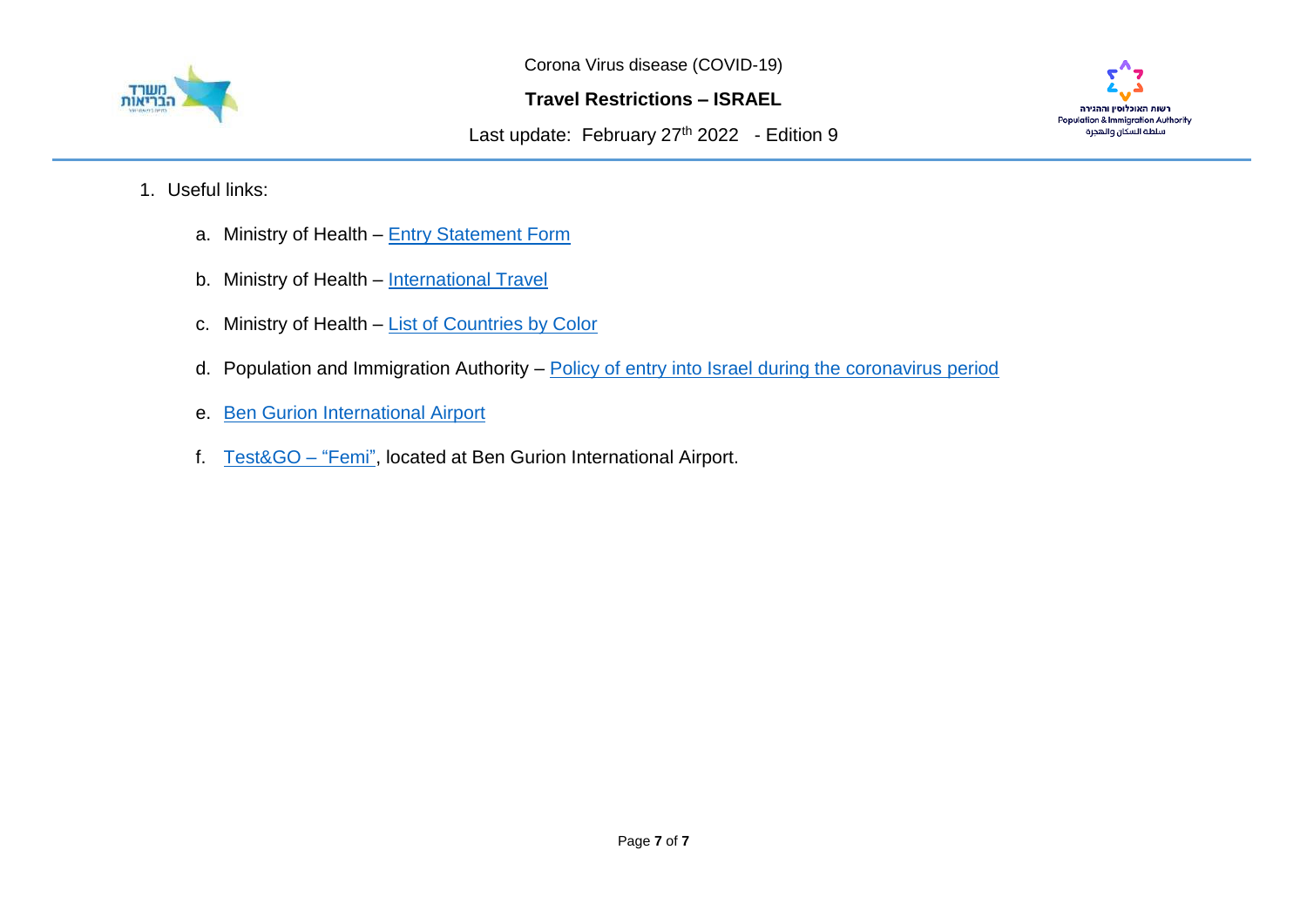1. Useful links:

    a. Ministry of Health – Entry Statement Form

    b. Ministry of Health – International Travel

    c. Ministry of Health – List of Countries by Color

    d. Population and Immigration Authority – Policy of entry into Israel during the coronavirus period

    e. Ben Gurion International Airport

    f. Test&GO – "Femi", located at Ben Gurion International Airport.